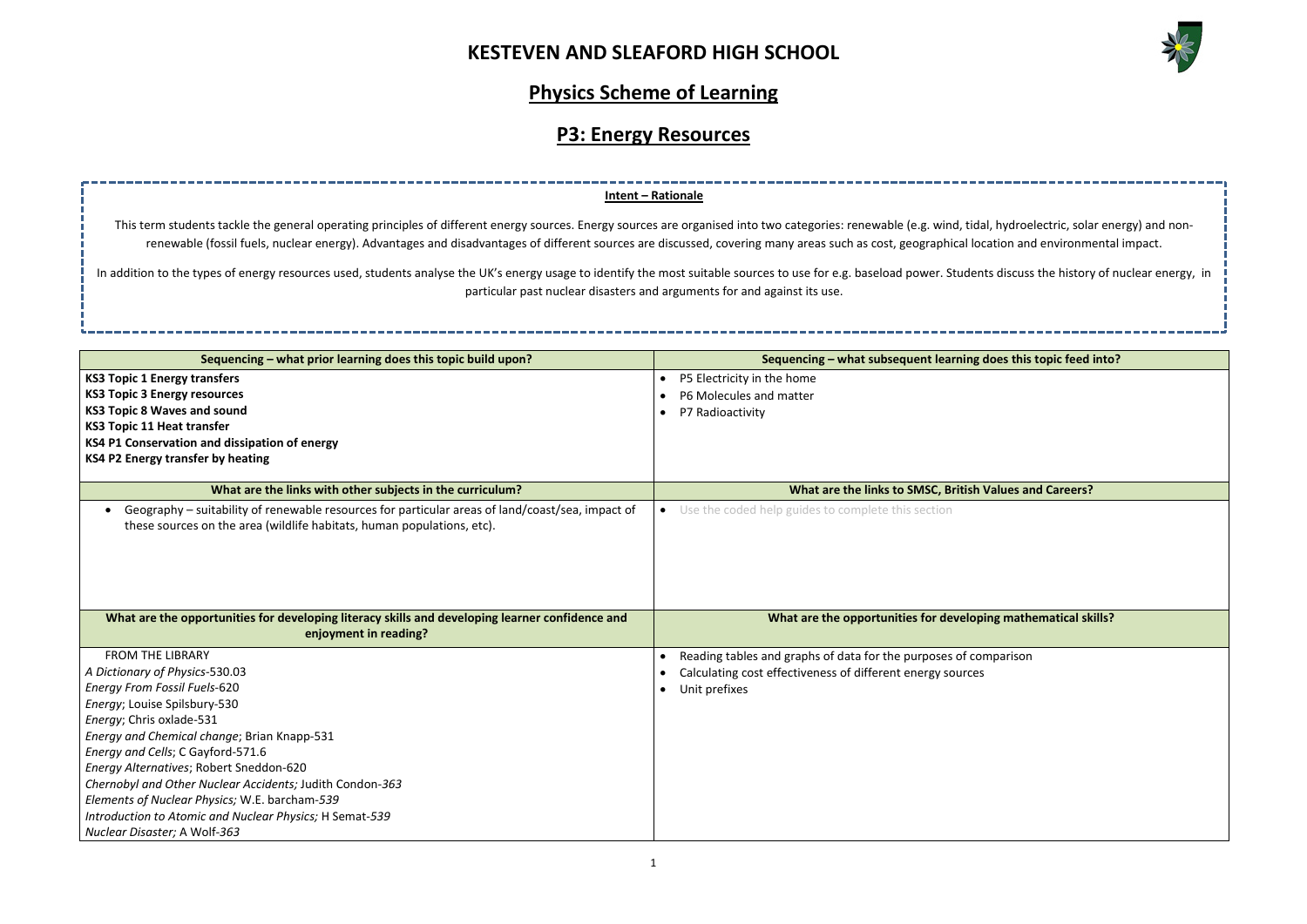# KESTEVEN AND SLEAFORD HIGH SCHOOL

## Physics Scheme of Learning

## P3: Energy Resources

**Intent – Rationale**

This term students tackle the general operating principles of different energy sources. Energy sources are organised into two categories: renewable (e.g. wind, tidal, hydroelectric, solar energy) and non-renewable (fossil fuels, nuclear energy). Advantages and disadvantages of different sources are discussed, covering many areas such as cost, geographical location and environmental impact.

In addition to the types of energy resources used, students analyse the UK's energy usage to identify the most suitable sources to use for e.g. baseload power. Students discuss the history of nuclear energy, in particular past nuclear disasters and arguments for and against its use.

| Sequencing – what prior learning does this topic build upon? | Sequencing – what subsequent learning does this topic feed into? |
|---|---|
| **KS3 Topic 1 Energy transfers**<br>**KS3 Topic 3 Energy resources**<br>**KS3 Topic 8 Waves and sound**<br>**KS3 Topic 11 Heat transfer**<br>**KS4 P1 Conservation and dissipation of energy**<br>**KS4 P2 Energy transfer by heating** | • P5 Electricity in the home<br>• P6 Molecules and matter<br>• P7 Radioactivity |
| **What are the links with other subjects in the curriculum?** | **What are the links to SMSC, British Values and Careers?** |
| • Geography – suitability of renewable resources for particular areas of land/coast/sea, impact of these sources on the area (wildlife habitats, human populations, etc). | • Use the coded help guides to complete this section |
| **What are the opportunities for developing literacy skills and developing learner confidence and enjoyment in reading?** | **What are the opportunities for developing mathematical skills?** |
| FROM THE LIBRARY<br>*A Dictionary of Physics*-530.03<br>*Energy From Fossil Fuels*-620<br>*Energy*; Louise Spilsbury-530<br>*Energy*; Chris oxlade-531<br>*Energy and Chemical change*; Brian Knapp-531<br>*Energy and Cells*; C Gayford-571.6<br>*Energy Alternatives*; Robert Sneddon-620<br>*Chernobyl and Other Nuclear Accidents;* Judith Condon-*363*<br>*Elements of Nuclear Physics;* W.E. barcham-*539*<br>*Introduction to Atomic and Nuclear Physics;* H Semat-*539*<br>*Nuclear Disaster;* A Wolf-*363* | • Reading tables and graphs of data for the purposes of comparison<br>• Calculating cost effectiveness of different energy sources<br>• Unit prefixes |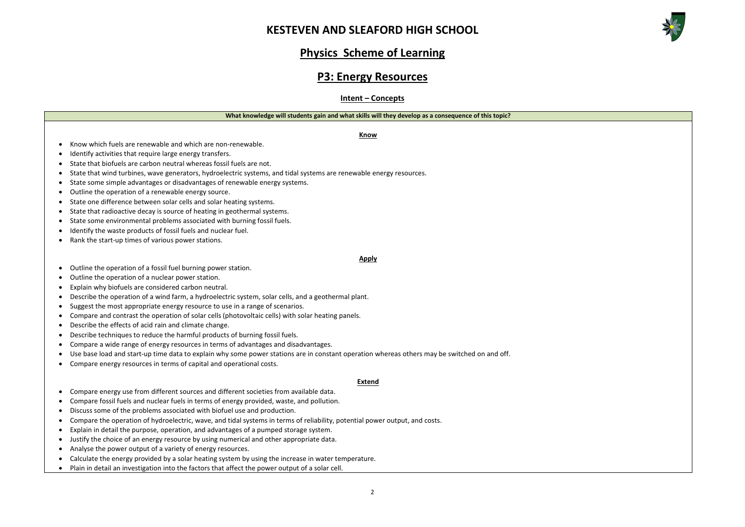# KESTEVEN AND SLEAFORD HIGH SCHOOL

## Physics Scheme of Learning

## P3: Energy Resources

### Intent – Concepts

**What knowledge will students gain and what skills will they develop as a consequence of this topic?**

**Know**

- Know which fuels are renewable and which are non-renewable.
- Identify activities that require large energy transfers.
- State that biofuels are carbon neutral whereas fossil fuels are not.
- State that wind turbines, wave generators, hydroelectric systems, and tidal systems are renewable energy resources.
- State some simple advantages or disadvantages of renewable energy systems.
- Outline the operation of a renewable energy source.
- State one difference between solar cells and solar heating systems.
- State that radioactive decay is source of heating in geothermal systems.
- State some environmental problems associated with burning fossil fuels.
- Identify the waste products of fossil fuels and nuclear fuel.
- Rank the start-up times of various power stations.

**Apply**

- Outline the operation of a fossil fuel burning power station.
- Outline the operation of a nuclear power station.
- Explain why biofuels are considered carbon neutral.
- Describe the operation of a wind farm, a hydroelectric system, solar cells, and a geothermal plant.
- Suggest the most appropriate energy resource to use in a range of scenarios.
- Compare and contrast the operation of solar cells (photovoltaic cells) with solar heating panels.
- Describe the effects of acid rain and climate change.
- Describe techniques to reduce the harmful products of burning fossil fuels.
- Compare a wide range of energy resources in terms of advantages and disadvantages.
- Use base load and start-up time data to explain why some power stations are in constant operation whereas others may be switched on and off.
- Compare energy resources in terms of capital and operational costs.

**Extend**

- Compare energy use from different sources and different societies from available data.
- Compare fossil fuels and nuclear fuels in terms of energy provided, waste, and pollution.
- Discuss some of the problems associated with biofuel use and production.
- Compare the operation of hydroelectric, wave, and tidal systems in terms of reliability, potential power output, and costs.
- Explain in detail the purpose, operation, and advantages of a pumped storage system.
- Justify the choice of an energy resource by using numerical and other appropriate data.
- Analyse the power output of a variety of energy resources.
- Calculate the energy provided by a solar heating system by using the increase in water temperature.
- Plain in detail an investigation into the factors that affect the power output of a solar cell.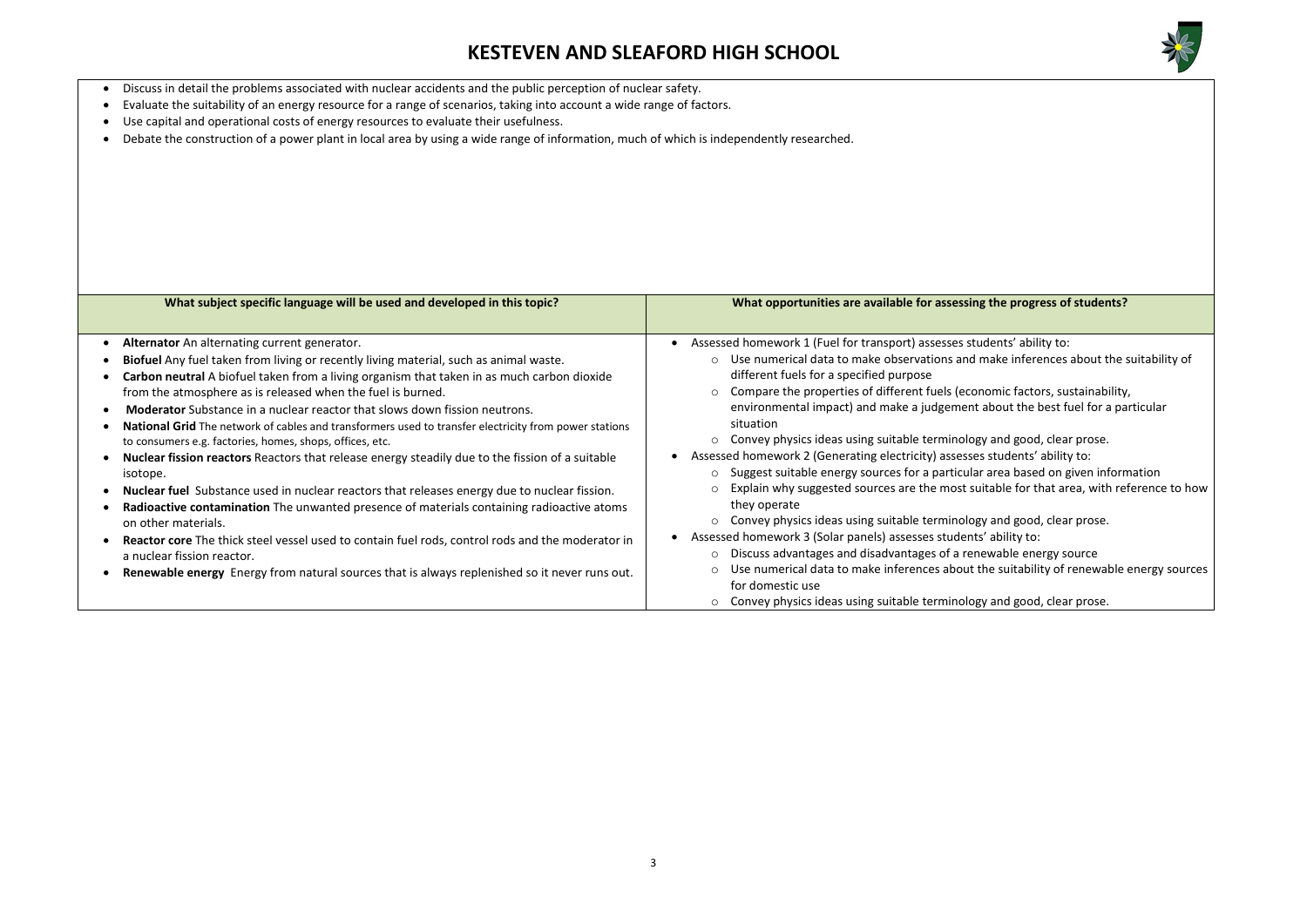- Discuss in detail the problems associated with nuclear accidents and the public perception of nuclear safety.
- Evaluate the suitability of an energy resource for a range of scenarios, taking into account a wide range of factors.
- Use capital and operational costs of energy resources to evaluate their usefulness.
- Debate the construction of a power plant in local area by using a wide range of information, much of which is independently researched.

| What subject specific language will be used and developed in this topic? | What opportunities are available for assessing the progress of students? |
| --- | --- |
| • **Alternator** An alternating current generator.<br>• **Biofuel** Any fuel taken from living or recently living material, such as animal waste.<br>• **Carbon neutral** A biofuel taken from a living organism that taken in as much carbon dioxide from the atmosphere as is released when the fuel is burned.<br>• **Moderator** Substance in a nuclear reactor that slows down fission neutrons.<br>• **National Grid** The network of cables and transformers used to transfer electricity from power stations to consumers e.g. factories, homes, shops, offices, etc.<br>• **Nuclear fission reactors** Reactors that release energy steadily due to the fission of a suitable isotope.<br>• **Nuclear fuel** Substance used in nuclear reactors that releases energy due to nuclear fission.<br>• **Radioactive contamination** The unwanted presence of materials containing radioactive atoms on other materials.<br>• **Reactor core** The thick steel vessel used to contain fuel rods, control rods and the moderator in a nuclear fission reactor.<br>• **Renewable energy** Energy from natural sources that is always replenished so it never runs out. | • Assessed homework 1 (Fuel for transport) assesses students' ability to:<br>○ Use numerical data to make observations and make inferences about the suitability of different fuels for a specified purpose<br>○ Compare the properties of different fuels (economic factors, sustainability, environmental impact) and make a judgement about the best fuel for a particular situation<br>○ Convey physics ideas using suitable terminology and good, clear prose.<br>• Assessed homework 2 (Generating electricity) assesses students' ability to:<br>○ Suggest suitable energy sources for a particular area based on given information<br>○ Explain why suggested sources are the most suitable for that area, with reference to how they operate<br>○ Convey physics ideas using suitable terminology and good, clear prose.<br>• Assessed homework 3 (Solar panels) assesses students' ability to:<br>○ Discuss advantages and disadvantages of a renewable energy source<br>○ Use numerical data to make inferences about the suitability of renewable energy sources for domestic use<br>○ Convey physics ideas using suitable terminology and good, clear prose. |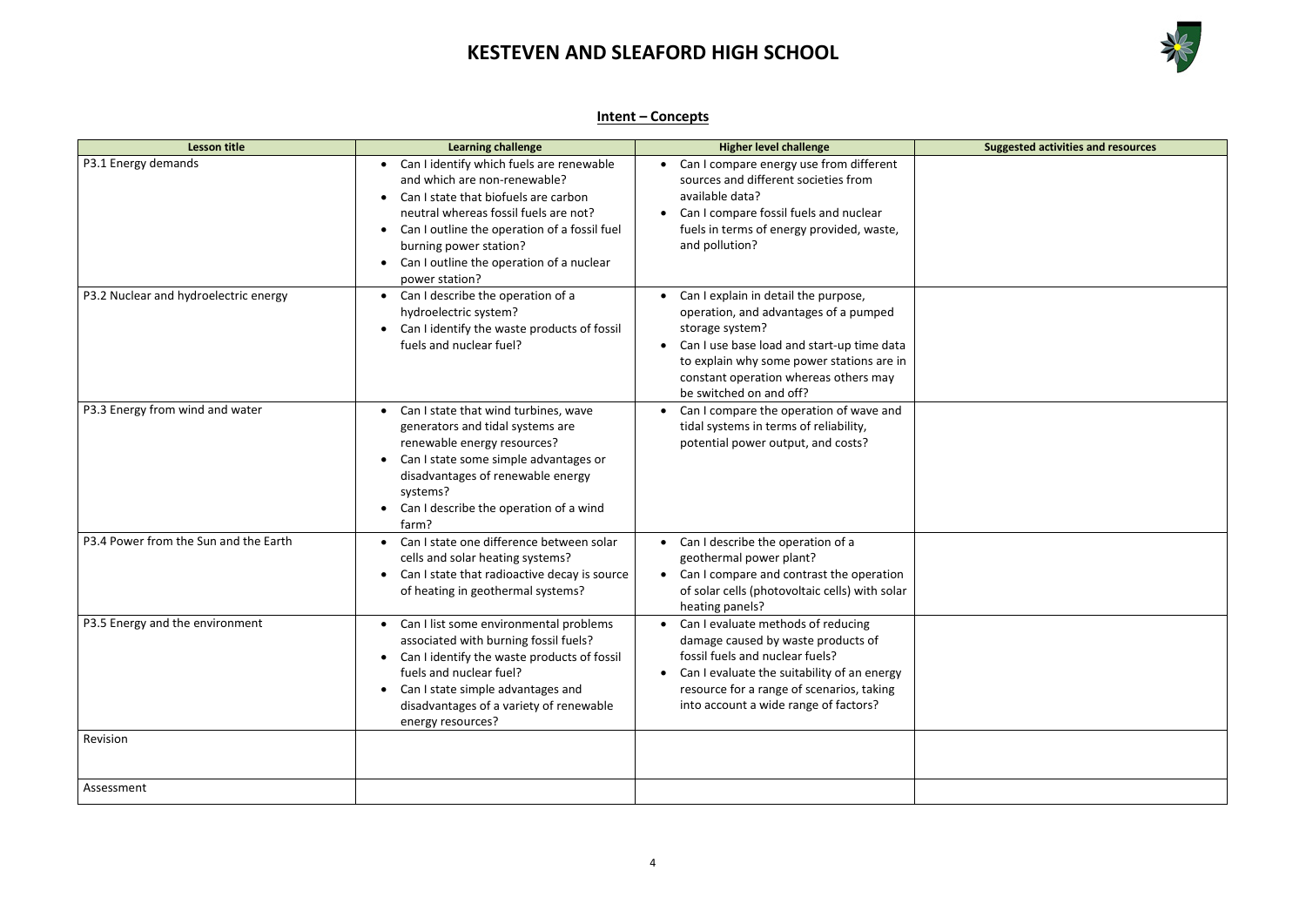# KESTEVEN AND SLEAFORD HIGH SCHOOL

## Intent – Concepts

| Lesson title | Learning challenge | Higher level challenge | Suggested activities and resources |
|---|---|---|---|
| P3.1 Energy demands | • Can I identify which fuels are renewable and which are non-renewable?<br>• Can I state that biofuels are carbon neutral whereas fossil fuels are not?<br>• Can I outline the operation of a fossil fuel burning power station?<br>• Can I outline the operation of a nuclear power station? | • Can I compare energy use from different sources and different societies from available data?<br>• Can I compare fossil fuels and nuclear fuels in terms of energy provided, waste, and pollution? | |
| P3.2 Nuclear and hydroelectric energy | • Can I describe the operation of a hydroelectric system?<br>• Can I identify the waste products of fossil fuels and nuclear fuel? | • Can I explain in detail the purpose, operation, and advantages of a pumped storage system?<br>• Can I use base load and start-up time data to explain why some power stations are in constant operation whereas others may be switched on and off? | |
| P3.3 Energy from wind and water | • Can I state that wind turbines, wave generators and tidal systems are renewable energy resources?<br>• Can I state some simple advantages or disadvantages of renewable energy systems?<br>• Can I describe the operation of a wind farm? | • Can I compare the operation of wave and tidal systems in terms of reliability, potential power output, and costs? | |
| P3.4 Power from the Sun and the Earth | • Can I state one difference between solar cells and solar heating systems?<br>• Can I state that radioactive decay is source of heating in geothermal systems? | • Can I describe the operation of a geothermal power plant?<br>• Can I compare and contrast the operation of solar cells (photovoltaic cells) with solar heating panels? | |
| P3.5 Energy and the environment | • Can I list some environmental problems associated with burning fossil fuels?<br>• Can I identify the waste products of fossil fuels and nuclear fuel?<br>• Can I state simple advantages and disadvantages of a variety of renewable energy resources? | • Can I evaluate methods of reducing damage caused by waste products of fossil fuels and nuclear fuels?<br>• Can I evaluate the suitability of an energy resource for a range of scenarios, taking into account a wide range of factors? | |
| Revision | | | |
| Assessment | | | |